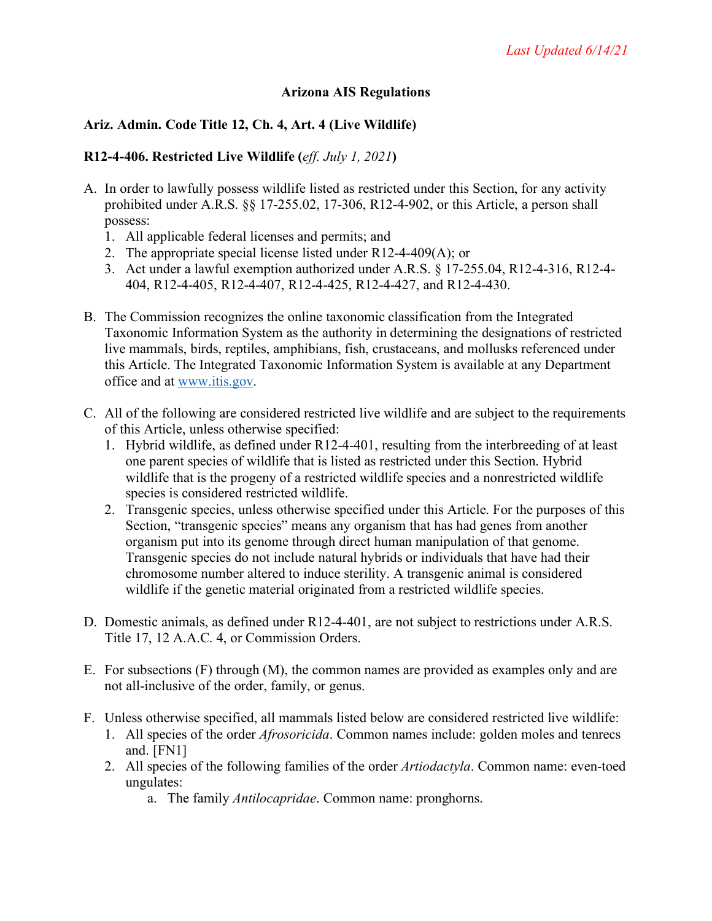*Last Updated 6/14/21*

**Arizona AIS Regulations**

**Ariz. Admin. Code Title 12, Ch. 4, Art. 4 (Live Wildlife)**

**R12-4-406. Restricted Live Wildlife (*eff. July 1, 2021*)**

A. In order to lawfully possess wildlife listed as restricted under this Section, for any activity prohibited under A.R.S. §§ 17-255.02, 17-306, R12-4-902, or this Article, a person shall possess:
   1. All applicable federal licenses and permits; and
   2. The appropriate special license listed under R12-4-409(A); or
   3. Act under a lawful exemption authorized under A.R.S. § 17-255.04, R12-4-316, R12-4-404, R12-4-405, R12-4-407, R12-4-425, R12-4-427, and R12-4-430.

B. The Commission recognizes the online taxonomic classification from the Integrated Taxonomic Information System as the authority in determining the designations of restricted live mammals, birds, reptiles, amphibians, fish, crustaceans, and mollusks referenced under this Article. The Integrated Taxonomic Information System is available at any Department office and at www.itis.gov.

C. All of the following are considered restricted live wildlife and are subject to the requirements of this Article, unless otherwise specified:
   1. Hybrid wildlife, as defined under R12-4-401, resulting from the interbreeding of at least one parent species of wildlife that is listed as restricted under this Section. Hybrid wildlife that is the progeny of a restricted wildlife species and a nonrestricted wildlife species is considered restricted wildlife.
   2. Transgenic species, unless otherwise specified under this Article. For the purposes of this Section, "transgenic species" means any organism that has had genes from another organism put into its genome through direct human manipulation of that genome. Transgenic species do not include natural hybrids or individuals that have had their chromosome number altered to induce sterility. A transgenic animal is considered wildlife if the genetic material originated from a restricted wildlife species.

D. Domestic animals, as defined under R12-4-401, are not subject to restrictions under A.R.S. Title 17, 12 A.A.C. 4, or Commission Orders.

E. For subsections (F) through (M), the common names are provided as examples only and are not all-inclusive of the order, family, or genus.

F. Unless otherwise specified, all mammals listed below are considered restricted live wildlife:
   1. All species of the order *Afrosoricida*. Common names include: golden moles and tenrecs and. [FN1]
   2. All species of the following families of the order *Artiodactyla*. Common name: even-toed ungulates:
      a. The family *Antilocapridae*. Common name: pronghorns.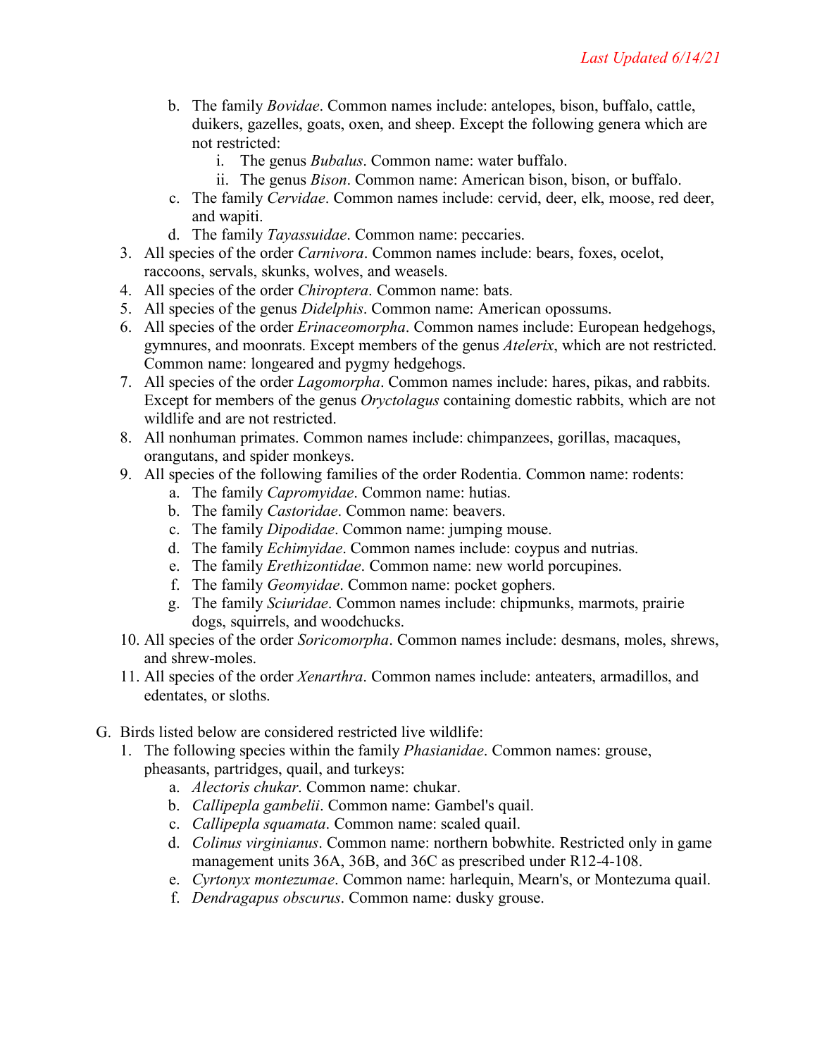b. The family *Bovidae*. Common names include: antelopes, bison, buffalo, cattle, duikers, gazelles, goats, oxen, and sheep. Except the following genera which are not restricted:
    i. The genus *Bubalus*. Common name: water buffalo.
    ii. The genus *Bison*. Common name: American bison, bison, or buffalo.
c. The family *Cervidae*. Common names include: cervid, deer, elk, moose, red deer, and wapiti.
d. The family *Tayassuidae*. Common name: peccaries.

3. All species of the order *Carnivora*. Common names include: bears, foxes, ocelot, raccoons, servals, skunks, wolves, and weasels.
4. All species of the order *Chiroptera*. Common name: bats.
5. All species of the genus *Didelphis*. Common name: American opossums.
6. All species of the order *Erinaceomorpha*. Common names include: European hedgehogs, gymnures, and moonrats. Except members of the genus *Atelerix*, which are not restricted. Common name: longeared and pygmy hedgehogs.
7. All species of the order *Lagomorpha*. Common names include: hares, pikas, and rabbits. Except for members of the genus *Oryctolagus* containing domestic rabbits, which are not wildlife and are not restricted.
8. All nonhuman primates. Common names include: chimpanzees, gorillas, macaques, orangutans, and spider monkeys.
9. All species of the following families of the order Rodentia. Common name: rodents:
    a. The family *Capromyidae*. Common name: hutias.
    b. The family *Castoridae*. Common name: beavers.
    c. The family *Dipodidae*. Common name: jumping mouse.
    d. The family *Echimyidae*. Common names include: coypus and nutrias.
    e. The family *Erethizontidae*. Common name: new world porcupines.
    f. The family *Geomyidae*. Common name: pocket gophers.
    g. The family *Sciuridae*. Common names include: chipmunks, marmots, prairie dogs, squirrels, and woodchucks.
10. All species of the order *Soricomorpha*. Common names include: desmans, moles, shrews, and shrew-moles.
11. All species of the order *Xenarthra*. Common names include: anteaters, armadillos, and edentates, or sloths.

G. Birds listed below are considered restricted live wildlife:

1. The following species within the family *Phasianidae*. Common names: grouse, pheasants, partridges, quail, and turkeys:
    a. *Alectoris chukar*. Common name: chukar.
    b. *Callipepla gambelii*. Common name: Gambel's quail.
    c. *Callipepla squamata*. Common name: scaled quail.
    d. *Colinus virginianus*. Common name: northern bobwhite. Restricted only in game management units 36A, 36B, and 36C as prescribed under R12-4-108.
    e. *Cyrtonyx montezumae*. Common name: harlequin, Mearn's, or Montezuma quail.
    f. *Dendragapus obscurus*. Common name: dusky grouse.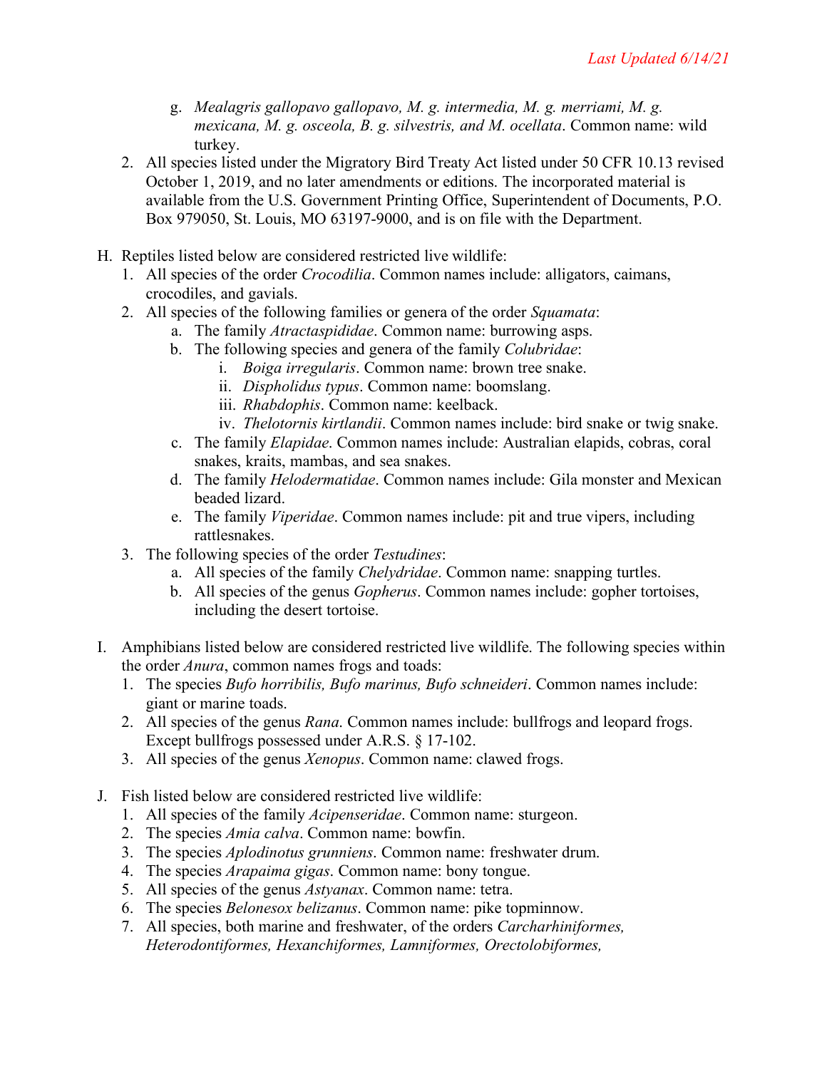g. *Mealagris gallopavo gallopavo, M. g. intermedia, M. g. merriami, M. g. mexicana, M. g. osceola, B. g. silvestris, and M. ocellata*. Common name: wild turkey.

2. All species listed under the Migratory Bird Treaty Act listed under 50 CFR 10.13 revised October 1, 2019, and no later amendments or editions. The incorporated material is available from the U.S. Government Printing Office, Superintendent of Documents, P.O. Box 979050, St. Louis, MO 63197-9000, and is on file with the Department.

H. Reptiles listed below are considered restricted live wildlife:
   1. All species of the order *Crocodilia*. Common names include: alligators, caimans, crocodiles, and gavials.
   2. All species of the following families or genera of the order *Squamata*:
      a. The family *Atractaspididae*. Common name: burrowing asps.
      b. The following species and genera of the family *Colubridae*:
         i. *Boiga irregularis*. Common name: brown tree snake.
         ii. *Dispholidus typus*. Common name: boomslang.
         iii. *Rhabdophis*. Common name: keelback.
         iv. *Thelotornis kirtlandii*. Common names include: bird snake or twig snake.
      c. The family *Elapidae*. Common names include: Australian elapids, cobras, coral snakes, kraits, mambas, and sea snakes.
      d. The family *Helodermatidae*. Common names include: Gila monster and Mexican beaded lizard.
      e. The family *Viperidae*. Common names include: pit and true vipers, including rattlesnakes.
   3. The following species of the order *Testudines*:
      a. All species of the family *Chelydridae*. Common name: snapping turtles.
      b. All species of the genus *Gopherus*. Common names include: gopher tortoises, including the desert tortoise.

I. Amphibians listed below are considered restricted live wildlife. The following species within the order *Anura*, common names frogs and toads:
   1. The species *Bufo horribilis, Bufo marinus, Bufo schneideri*. Common names include: giant or marine toads.
   2. All species of the genus *Rana*. Common names include: bullfrogs and leopard frogs. Except bullfrogs possessed under A.R.S. § 17-102.
   3. All species of the genus *Xenopus*. Common name: clawed frogs.

J. Fish listed below are considered restricted live wildlife:
   1. All species of the family *Acipenseridae*. Common name: sturgeon.
   2. The species *Amia calva*. Common name: bowfin.
   3. The species *Aplodinotus grunniens*. Common name: freshwater drum.
   4. The species *Arapaima gigas*. Common name: bony tongue.
   5. All species of the genus *Astyanax*. Common name: tetra.
   6. The species *Belonesox belizanus*. Common name: pike topminnow.
   7. All species, both marine and freshwater, of the orders *Carcharhiniformes, Heterodontiformes, Hexanchiformes, Lamniformes, Orectolobiformes,*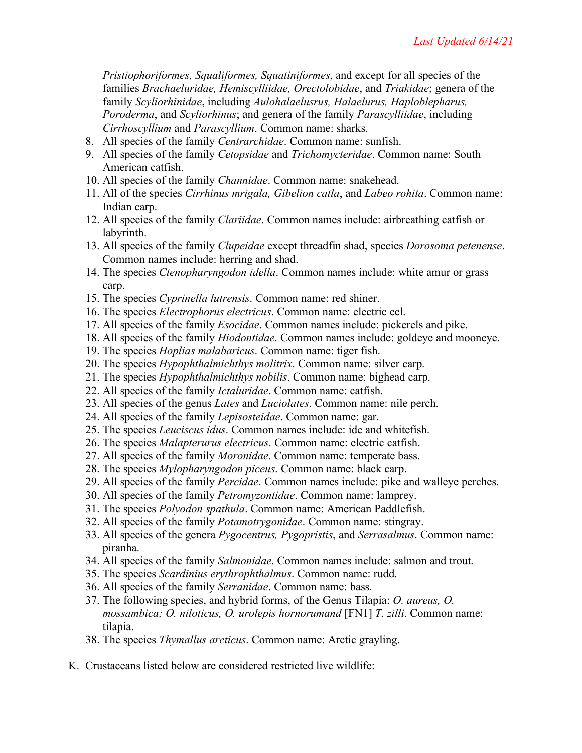*Pristiophoriformes, Squaliformes, Squatiniformes*, and except for all species of the families *Brachaeluridae, Hemiscylliidae, Orectolobidae*, and *Triakidae*; genera of the family *Scyliorhinidae*, including *Aulohalaelusrus, Halaelurus, Haploblepharus, Poroderma*, and *Scyliorhinus*; and genera of the family *Parascylliidae*, including *Cirrhoscyllium* and *Parascyllium*. Common name: sharks.

8. All species of the family *Centrarchidae*. Common name: sunfish.
9. All species of the family *Cetopsidae* and *Trichomycteridae*. Common name: South American catfish.
10. All species of the family *Channidae*. Common name: snakehead.
11. All of the species *Cirrhinus mrigala, Gibelion catla*, and *Labeo rohita*. Common name: Indian carp.
12. All species of the family *Clariidae*. Common names include: airbreathing catfish or labyrinth.
13. All species of the family *Clupeidae* except threadfin shad, species *Dorosoma petenense*. Common names include: herring and shad.
14. The species *Ctenopharyngodon idella*. Common names include: white amur or grass carp.
15. The species *Cyprinella lutrensis*. Common name: red shiner.
16. The species *Electrophorus electricus*. Common name: electric eel.
17. All species of the family *Esocidae*. Common names include: pickerels and pike.
18. All species of the family *Hiodontidae*. Common names include: goldeye and mooneye.
19. The species *Hoplias malabaricus*. Common name: tiger fish.
20. The species *Hypophthalmichthys molitrix*. Common name: silver carp.
21. The species *Hypophthalmichthys nobilis*. Common name: bighead carp.
22. All species of the family *Ictaluridae*. Common name: catfish.
23. All species of the genus *Lates* and *Luciolates*. Common name: nile perch.
24. All species of the family *Lepisosteidae*. Common name: gar.
25. The species *Leuciscus idus*. Common names include: ide and whitefish.
26. The species *Malapterurus electricus*. Common name: electric catfish.
27. All species of the family *Moronidae*. Common name: temperate bass.
28. The species *Mylopharyngodon piceus*. Common name: black carp.
29. All species of the family *Percidae*. Common names include: pike and walleye perches.
30. All species of the family *Petromyzontidae*. Common name: lamprey.
31. The species *Polyodon spathula*. Common name: American Paddlefish.
32. All species of the family *Potamotrygonidae*. Common name: stingray.
33. All species of the genera *Pygocentrus, Pygopristis*, and *Serrasalmus*. Common name: piranha.
34. All species of the family *Salmonidae*. Common names include: salmon and trout.
35. The species *Scardinius erythrophthalmus*. Common name: rudd.
36. All species of the family *Serranidae*. Common name: bass.
37. The following species, and hybrid forms, of the Genus Tilapia: *O. aureus, O. mossambica; O. niloticus, O. urolepis hornorumand* [FN1] *T. zilli*. Common name: tilapia.
38. The species *Thymallus arcticus*. Common name: Arctic grayling.

K. Crustaceans listed below are considered restricted live wildlife: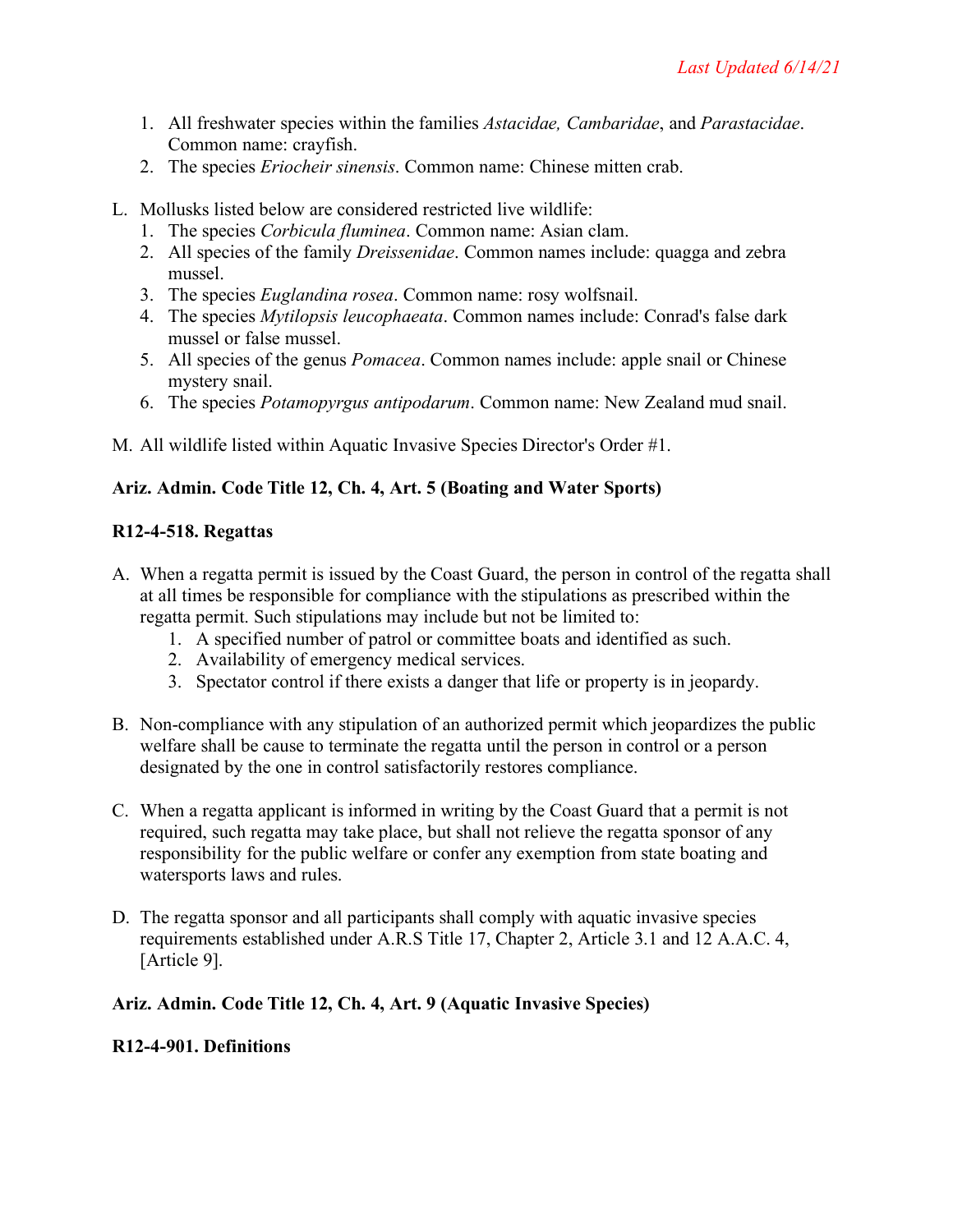1. All freshwater species within the families *Astacidae, Cambaridae*, and *Parastacidae*. Common name: crayfish.
2. The species *Eriocheir sinensis*. Common name: Chinese mitten crab.

L. Mollusks listed below are considered restricted live wildlife:
   1. The species *Corbicula fluminea*. Common name: Asian clam.
   2. All species of the family *Dreissenidae*. Common names include: quagga and zebra mussel.
   3. The species *Euglandina rosea*. Common name: rosy wolfsnail.
   4. The species *Mytilopsis leucophaeata*. Common names include: Conrad's false dark mussel or false mussel.
   5. All species of the genus *Pomacea*. Common names include: apple snail or Chinese mystery snail.
   6. The species *Potamopyrgus antipodarum*. Common name: New Zealand mud snail.

M. All wildlife listed within Aquatic Invasive Species Director's Order #1.

**Ariz. Admin. Code Title 12, Ch. 4, Art. 5 (Boating and Water Sports)**

**R12-4-518. Regattas**

A. When a regatta permit is issued by the Coast Guard, the person in control of the regatta shall at all times be responsible for compliance with the stipulations as prescribed within the regatta permit. Such stipulations may include but not be limited to:
   1. A specified number of patrol or committee boats and identified as such.
   2. Availability of emergency medical services.
   3. Spectator control if there exists a danger that life or property is in jeopardy.

B. Non-compliance with any stipulation of an authorized permit which jeopardizes the public welfare shall be cause to terminate the regatta until the person in control or a person designated by the one in control satisfactorily restores compliance.

C. When a regatta applicant is informed in writing by the Coast Guard that a permit is not required, such regatta may take place, but shall not relieve the regatta sponsor of any responsibility for the public welfare or confer any exemption from state boating and watersports laws and rules.

D. The regatta sponsor and all participants shall comply with aquatic invasive species requirements established under A.R.S Title 17, Chapter 2, Article 3.1 and 12 A.A.C. 4, [Article 9].

**Ariz. Admin. Code Title 12, Ch. 4, Art. 9 (Aquatic Invasive Species)**

**R12-4-901. Definitions**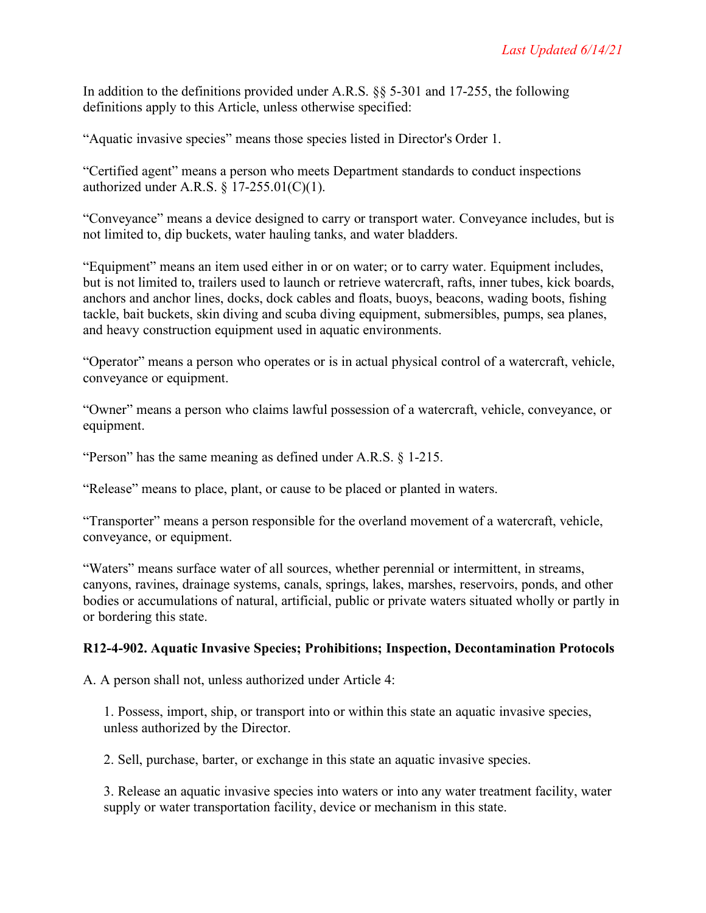In addition to the definitions provided under A.R.S. §§ 5-301 and 17-255, the following definitions apply to this Article, unless otherwise specified:

"Aquatic invasive species" means those species listed in Director's Order 1.

"Certified agent" means a person who meets Department standards to conduct inspections authorized under A.R.S. § 17-255.01(C)(1).

"Conveyance" means a device designed to carry or transport water. Conveyance includes, but is not limited to, dip buckets, water hauling tanks, and water bladders.

"Equipment" means an item used either in or on water; or to carry water. Equipment includes, but is not limited to, trailers used to launch or retrieve watercraft, rafts, inner tubes, kick boards, anchors and anchor lines, docks, dock cables and floats, buoys, beacons, wading boots, fishing tackle, bait buckets, skin diving and scuba diving equipment, submersibles, pumps, sea planes, and heavy construction equipment used in aquatic environments.

"Operator" means a person who operates or is in actual physical control of a watercraft, vehicle, conveyance or equipment.

"Owner" means a person who claims lawful possession of a watercraft, vehicle, conveyance, or equipment.

"Person" has the same meaning as defined under A.R.S. § 1-215.

"Release" means to place, plant, or cause to be placed or planted in waters.

"Transporter" means a person responsible for the overland movement of a watercraft, vehicle, conveyance, or equipment.

"Waters" means surface water of all sources, whether perennial or intermittent, in streams, canyons, ravines, drainage systems, canals, springs, lakes, marshes, reservoirs, ponds, and other bodies or accumulations of natural, artificial, public or private waters situated wholly or partly in or bordering this state.

**R12-4-902. Aquatic Invasive Species; Prohibitions; Inspection, Decontamination Protocols**

A. A person shall not, unless authorized under Article 4:

1. Possess, import, ship, or transport into or within this state an aquatic invasive species, unless authorized by the Director.

2. Sell, purchase, barter, or exchange in this state an aquatic invasive species.

3. Release an aquatic invasive species into waters or into any water treatment facility, water supply or water transportation facility, device or mechanism in this state.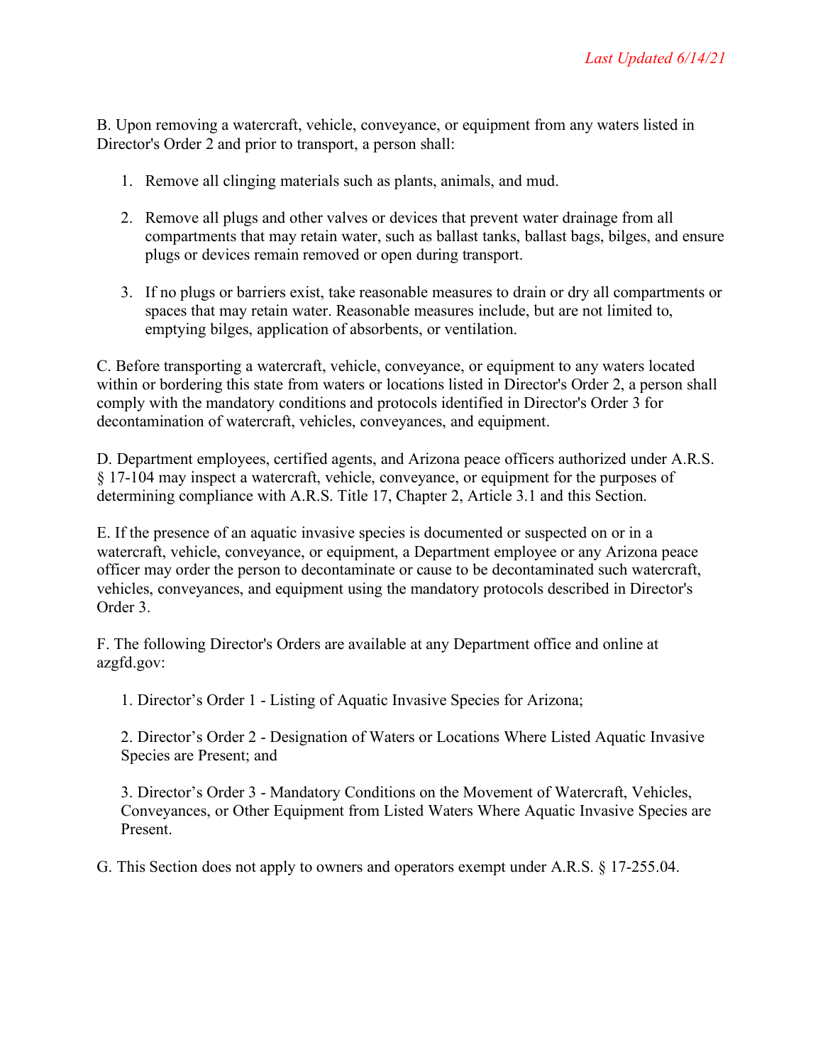B. Upon removing a watercraft, vehicle, conveyance, or equipment from any waters listed in Director's Order 2 and prior to transport, a person shall:

1. Remove all clinging materials such as plants, animals, and mud.

2. Remove all plugs and other valves or devices that prevent water drainage from all compartments that may retain water, such as ballast tanks, ballast bags, bilges, and ensure plugs or devices remain removed or open during transport.

3. If no plugs or barriers exist, take reasonable measures to drain or dry all compartments or spaces that may retain water. Reasonable measures include, but are not limited to, emptying bilges, application of absorbents, or ventilation.

C. Before transporting a watercraft, vehicle, conveyance, or equipment to any waters located within or bordering this state from waters or locations listed in Director's Order 2, a person shall comply with the mandatory conditions and protocols identified in Director's Order 3 for decontamination of watercraft, vehicles, conveyances, and equipment.

D. Department employees, certified agents, and Arizona peace officers authorized under A.R.S. § 17-104 may inspect a watercraft, vehicle, conveyance, or equipment for the purposes of determining compliance with A.R.S. Title 17, Chapter 2, Article 3.1 and this Section.

E. If the presence of an aquatic invasive species is documented or suspected on or in a watercraft, vehicle, conveyance, or equipment, a Department employee or any Arizona peace officer may order the person to decontaminate or cause to be decontaminated such watercraft, vehicles, conveyances, and equipment using the mandatory protocols described in Director's Order 3.

F. The following Director's Orders are available at any Department office and online at azgfd.gov:

1. Director's Order 1 - Listing of Aquatic Invasive Species for Arizona;

2. Director's Order 2 - Designation of Waters or Locations Where Listed Aquatic Invasive Species are Present; and

3. Director's Order 3 - Mandatory Conditions on the Movement of Watercraft, Vehicles, Conveyances, or Other Equipment from Listed Waters Where Aquatic Invasive Species are Present.

G. This Section does not apply to owners and operators exempt under A.R.S. § 17-255.04.